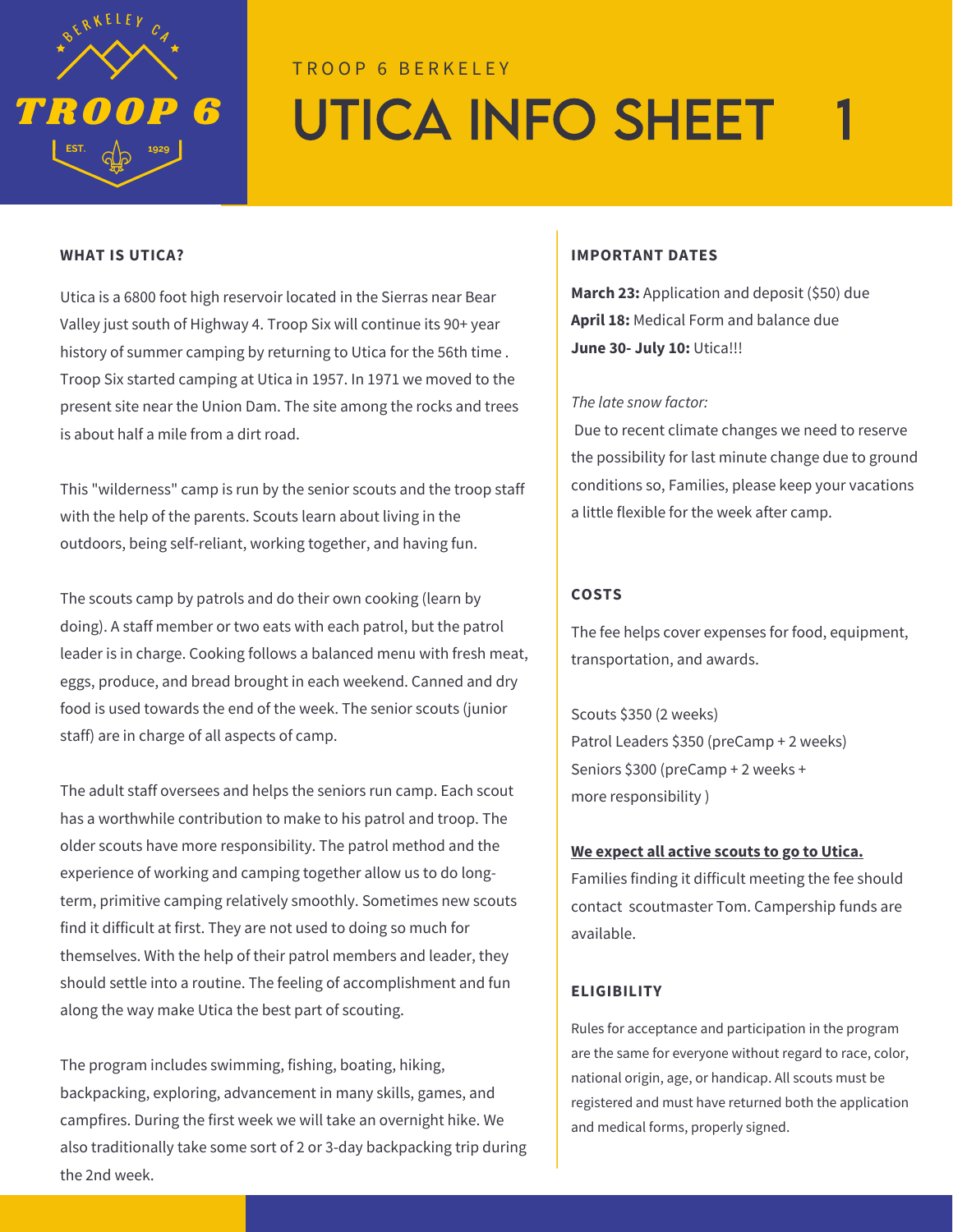TROOP 6 BERKELEY

# UTICA INFO SHEET 1

## WHAT IS UTICA?

Utica is a 6800 foot high reservoir located in the Sierras near Bear Valley just south of Highway 4. Troop Six will continue its 90+ year history of summer camping by returning to Utica for the 56th time . Troop Six started camping at Utica in 1957. In 1971 we moved to the present site near the Union Dam. The site among the rocks and trees is about half a mile from a dirt road.

This "wilderness" camp is run by the senior scouts and the troop staff with the help of the parents. Scouts learn about living in the outdoors, being self-reliant, working together, and having fun.

The scouts camp by patrols and do their own cooking (learn by doing). A staff member or two eats with each patrol, but the patrol leader is in charge. Cooking follows a balanced menu with fresh meat, eggs, produce, and bread brought in each weekend. Canned and dry food is used towards the end of the week. The senior scouts (junior staff) are in charge of all aspects of camp.

The adult staff oversees and helps the seniors run camp. Each scout has a worthwhile contribution to make to his patrol and troop. The older scouts have more responsibility. The patrol method and the experience of working and camping together allow us to do long-term, primitive camping relatively smoothly. Sometimes new scouts find it difficult at first. They are not used to doing so much for themselves. With the help of their patrol members and leader, they should settle into a routine. The feeling of accomplishment and fun along the way make Utica the best part of scouting.

The program includes swimming, fishing, boating, hiking, backpacking, exploring, advancement in many skills, games, and campfires. During the first week we will take an overnight hike. We also traditionally take some sort of 2 or 3-day backpacking trip during the 2nd week.

## IMPORTANT DATES

**March 23:** Application and deposit ($50) due
**April 18:** Medical Form and balance due
**June 30- July 10:** Utica!!!

*The late snow factor:*

Due to recent climate changes we need to reserve the possibility for last minute change due to ground conditions so, Families, please keep your vacations a little flexible for the week after camp.

## COSTS

The fee helps cover expenses for food, equipment, transportation, and awards.

Scouts $350 (2 weeks)
Patrol Leaders $350 (preCamp + 2 weeks)
Seniors $300 (preCamp + 2 weeks + more responsibility )

**<u>We expect all active scouts to go to Utica.</u>**
Families finding it difficult meeting the fee should contact scoutmaster Tom. Campership funds are available.

## ELIGIBILITY

Rules for acceptance and participation in the program are the same for everyone without regard to race, color, national origin, age, or handicap. All scouts must be registered and must have returned both the application and medical forms, properly signed.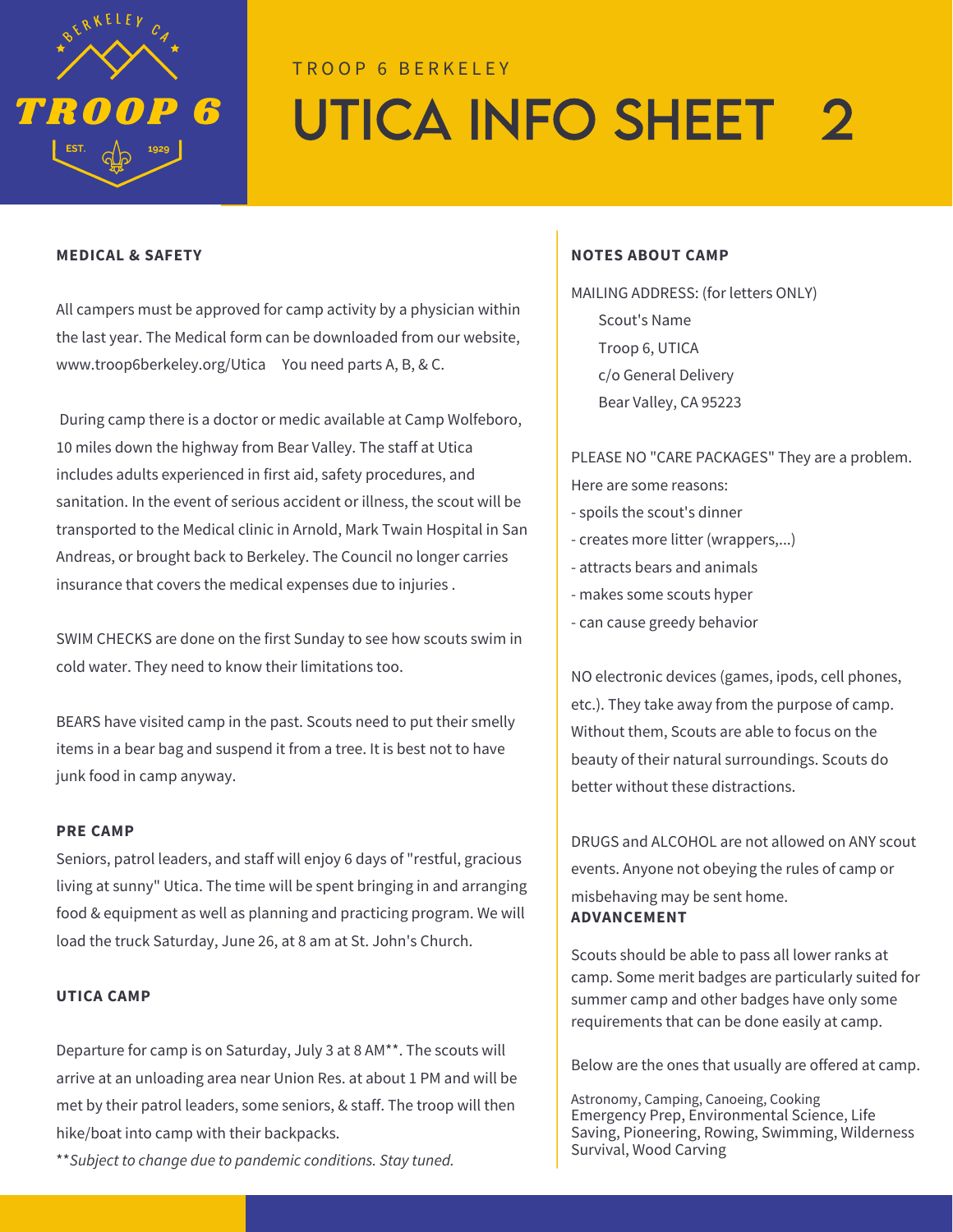TROOP 6 BERKELEY

# UTICA INFO SHEET 2

### MEDICAL & SAFETY

All campers must be approved for camp activity by a physician within the last year. The Medical form can be downloaded from our website, www.troop6berkeley.org/Utica You need parts A, B, & C.

During camp there is a doctor or medic available at Camp Wolfeboro, 10 miles down the highway from Bear Valley. The staff at Utica includes adults experienced in first aid, safety procedures, and sanitation. In the event of serious accident or illness, the scout will be transported to the Medical clinic in Arnold, Mark Twain Hospital in San Andreas, or brought back to Berkeley. The Council no longer carries insurance that covers the medical expenses due to injuries .

SWIM CHECKS are done on the first Sunday to see how scouts swim in cold water. They need to know their limitations too.

BEARS have visited camp in the past. Scouts need to put their smelly items in a bear bag and suspend it from a tree. It is best not to have junk food in camp anyway.

### PRE CAMP

Seniors, patrol leaders, and staff will enjoy 6 days of "restful, gracious living at sunny" Utica. The time will be spent bringing in and arranging food & equipment as well as planning and practicing program. We will load the truck Saturday, June 26, at 8 am at St. John's Church.

### UTICA CAMP

Departure for camp is on Saturday, July 3 at 8 AM**. The scouts will arrive at an unloading area near Union Res. at about 1 PM and will be met by their patrol leaders, some seniors, & staff. The troop will then hike/boat into camp with their backpacks.

***Subject to change due to pandemic conditions. Stay tuned.*

### NOTES ABOUT CAMP

MAILING ADDRESS: (for letters ONLY)

Scout's Name
Troop 6, UTICA
c/o General Delivery
Bear Valley, CA 95223

PLEASE NO "CARE PACKAGES" They are a problem. Here are some reasons:

- spoils the scout's dinner
- creates more litter (wrappers,...)
- attracts bears and animals
- makes some scouts hyper
- can cause greedy behavior

NO electronic devices (games, ipods, cell phones, etc.). They take away from the purpose of camp. Without them, Scouts are able to focus on the beauty of their natural surroundings. Scouts do better without these distractions.

DRUGS and ALCOHOL are not allowed on ANY scout events. Anyone not obeying the rules of camp or misbehaving may be sent home.

### ADVANCEMENT

Scouts should be able to pass all lower ranks at camp. Some merit badges are particularly suited for summer camp and other badges have only some requirements that can be done easily at camp.

Below are the ones that usually are offered at camp.

Astronomy, Camping, Canoeing, Cooking
Emergency Prep, Environmental Science, Life Saving, Pioneering, Rowing, Swimming, Wilderness Survival, Wood Carving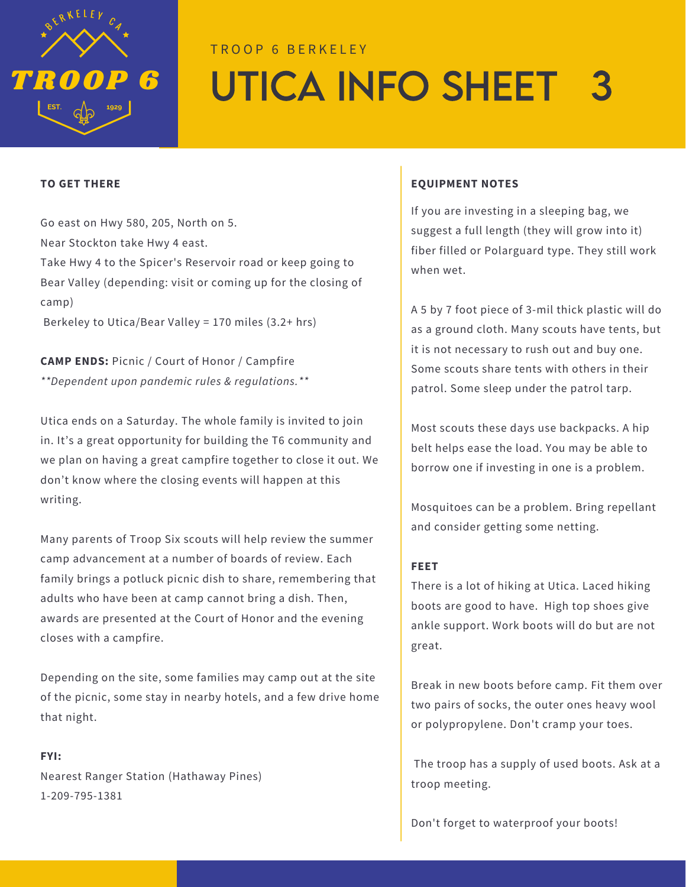TROOP 6 BERKELEY

# UTICA INFO SHEET 3

### TO GET THERE

Go east on Hwy 580, 205, North on 5.
Near Stockton take Hwy 4 east.
Take Hwy 4 to the Spicer's Reservoir road or keep going to Bear Valley (depending: visit or coming up for the closing of camp)
Berkeley to Utica/Bear Valley = 170 miles (3.2+ hrs)

**CAMP ENDS:** Picnic / Court of Honor / Campfire
*\*\*Dependent upon pandemic rules & regulations.\*\**

Utica ends on a Saturday. The whole family is invited to join in. It's a great opportunity for building the T6 community and we plan on having a great campfire together to close it out. We don't know where the closing events will happen at this writing.

Many parents of Troop Six scouts will help review the summer camp advancement at a number of boards of review. Each family brings a potluck picnic dish to share, remembering that adults who have been at camp cannot bring a dish. Then, awards are presented at the Court of Honor and the evening closes with a campfire.

Depending on the site, some families may camp out at the site of the picnic, some stay in nearby hotels, and a few drive home that night.

**FYI:**
Nearest Ranger Station (Hathaway Pines)
1-209-795-1381

### EQUIPMENT NOTES

If you are investing in a sleeping bag, we suggest a full length (they will grow into it) fiber filled or Polarguard type. They still work when wet.

A 5 by 7 foot piece of 3-mil thick plastic will do as a ground cloth. Many scouts have tents, but it is not necessary to rush out and buy one. Some scouts share tents with others in their patrol. Some sleep under the patrol tarp.

Most scouts these days use backpacks. A hip belt helps ease the load. You may be able to borrow one if investing in one is a problem.

Mosquitoes can be a problem. Bring repellant and consider getting some netting.

### FEET

There is a lot of hiking at Utica. Laced hiking boots are good to have. High top shoes give ankle support. Work boots will do but are not great.

Break in new boots before camp. Fit them over two pairs of socks, the outer ones heavy wool or polypropylene. Don't cramp your toes.

The troop has a supply of used boots. Ask at a troop meeting.

Don't forget to waterproof your boots!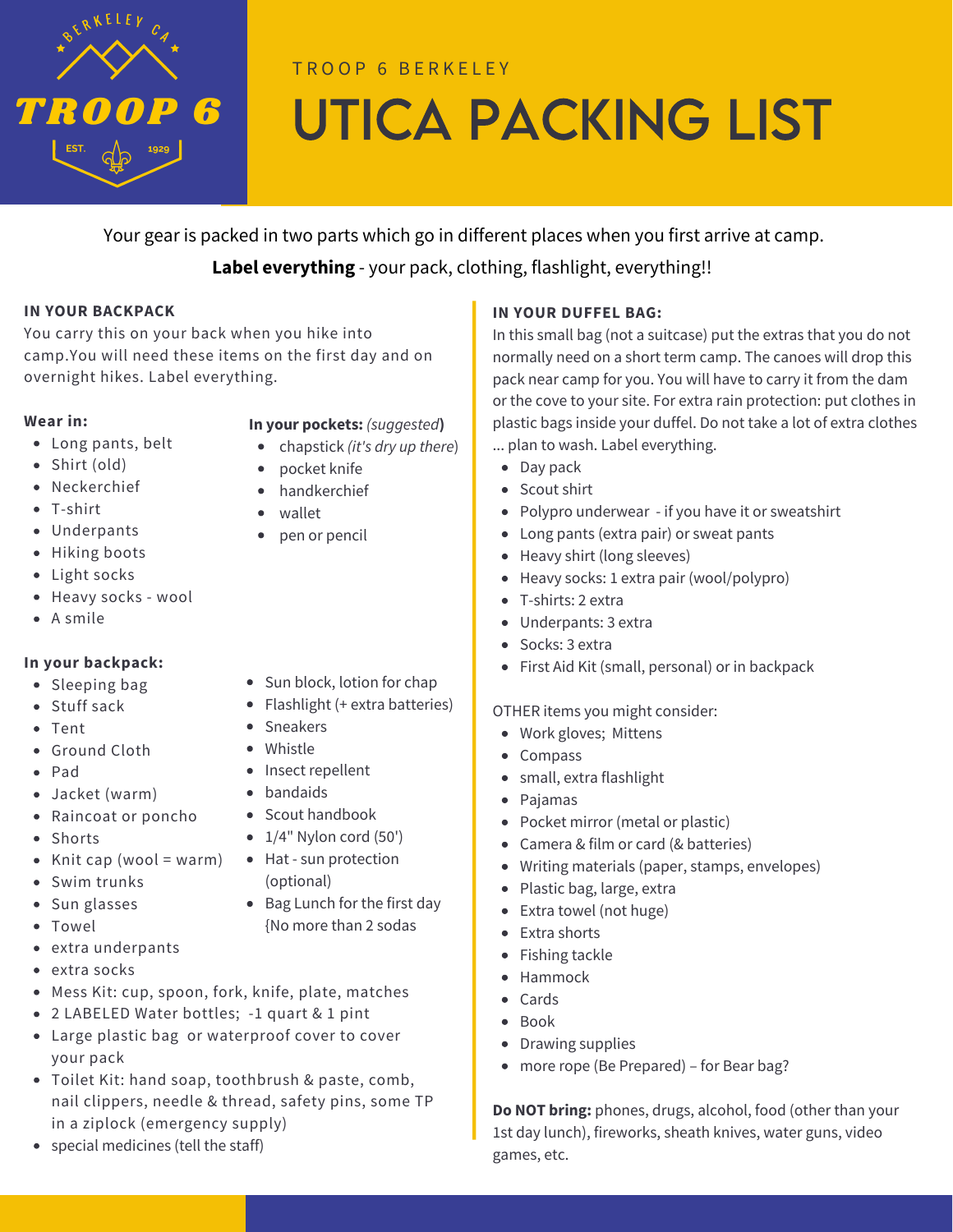TROOP 6 BERKELEY

# UTICA PACKING LIST

Your gear is packed in two parts which go in different places when you first arrive at camp.

**Label everything** - your pack, clothing, flashlight, everything!!

## IN YOUR BACKPACK

You carry this on your back when you hike into camp.You will need these items on the first day and on overnight hikes. Label everything.

**Wear in:**

- Long pants, belt
- Shirt (old)
- Neckerchief
- T-shirt
- Underpants
- Hiking boots
- Light socks
- Heavy socks - wool
- A smile

**In your pockets:** *(suggested)*

- chapstick *(it's dry up there)*
- pocket knife
- handkerchief
- wallet
- pen or pencil

**In your backpack:**

- Sleeping bag
- Stuff sack
- Tent
- Ground Cloth
- Pad
- Jacket (warm)
- Raincoat or poncho
- Shorts
- Knit cap (wool = warm)
- Swim trunks
- Sun glasses
- Towel
- extra underpants
- extra socks
- Mess Kit: cup, spoon, fork, knife, plate, matches
- 2 LABELED Water bottles; -1 quart & 1 pint
- Large plastic bag or waterproof cover to cover your pack
- Toilet Kit: hand soap, toothbrush & paste, comb, nail clippers, needle & thread, safety pins, some TP in a ziplock (emergency supply)
- special medicines (tell the staff)
- Sun block, lotion for chap
- Flashlight (+ extra batteries)
- Sneakers
- Whistle
- Insect repellent
- bandaids
- Scout handbook
- 1/4" Nylon cord (50')
- Hat - sun protection (optional)
- Bag Lunch for the first day {No more than 2 sodas

## IN YOUR DUFFEL BAG:

In this small bag (not a suitcase) put the extras that you do not normally need on a short term camp. The canoes will drop this pack near camp for you. You will have to carry it from the dam or the cove to your site. For extra rain protection: put clothes in plastic bags inside your duffel. Do not take a lot of extra clothes ... plan to wash. Label everything.

- Day pack
- Scout shirt
- Polypro underwear - if you have it or sweatshirt
- Long pants (extra pair) or sweat pants
- Heavy shirt (long sleeves)
- Heavy socks: 1 extra pair (wool/polypro)
- T-shirts: 2 extra
- Underpants: 3 extra
- Socks: 3 extra
- First Aid Kit (small, personal) or in backpack

OTHER items you might consider:

- Work gloves; Mittens
- Compass
- small, extra flashlight
- Pajamas
- Pocket mirror (metal or plastic)
- Camera & film or card (& batteries)
- Writing materials (paper, stamps, envelopes)
- Plastic bag, large, extra
- Extra towel (not huge)
- Extra shorts
- Fishing tackle
- Hammock
- Cards
- Book
- Drawing supplies
- more rope (Be Prepared) – for Bear bag?

**Do NOT bring:** phones, drugs, alcohol, food (other than your 1st day lunch), fireworks, sheath knives, water guns, video games, etc.